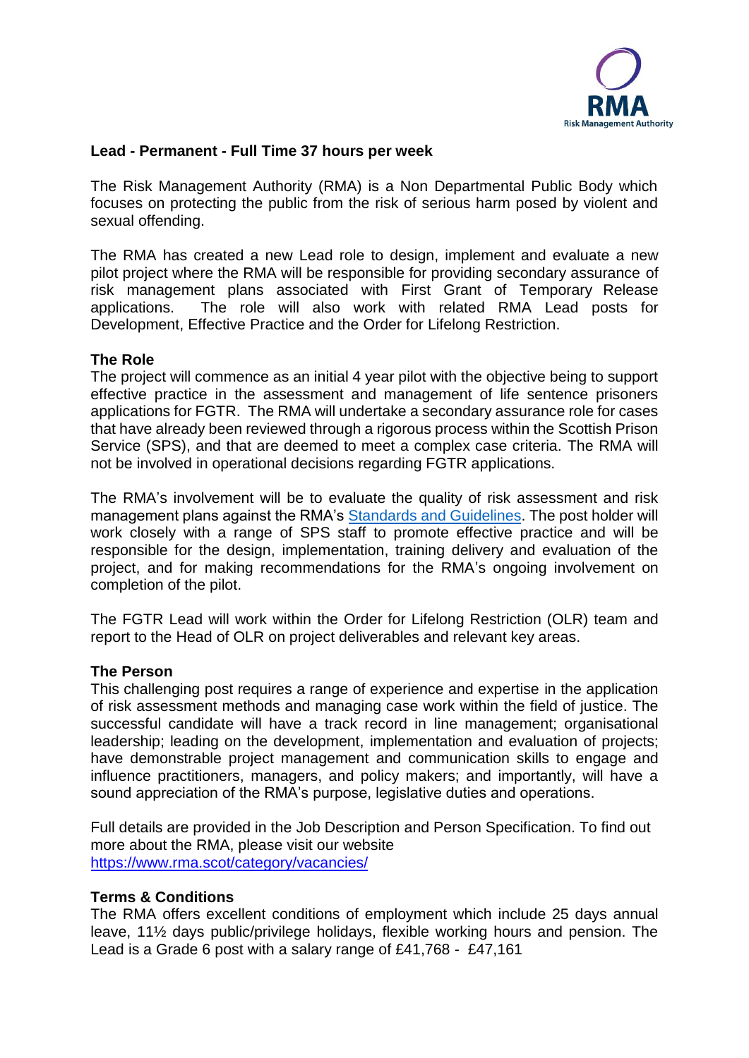**Lead - Permanent - Full Time 37 hours per week**

The Risk Management Authority (RMA) is a Non Departmental Public Body which focuses on protecting the public from the risk of serious harm posed by violent and sexual offending.

The RMA has created a new Lead role to design, implement and evaluate a new pilot project where the RMA will be responsible for providing secondary assurance of risk management plans associated with First Grant of Temporary Release applications. The role will also work with related RMA Lead posts for Development, Effective Practice and the Order for Lifelong Restriction.

**The Role**

The project will commence as an initial 4 year pilot with the objective being to support effective practice in the assessment and management of life sentence prisoners applications for FGTR. The RMA will undertake a secondary assurance role for cases that have already been reviewed through a rigorous process within the Scottish Prison Service (SPS), and that are deemed to meet a complex case criteria. The RMA will not be involved in operational decisions regarding FGTR applications.

The RMA's involvement will be to evaluate the quality of risk assessment and risk management plans against the RMA's Standards and Guidelines. The post holder will work closely with a range of SPS staff to promote effective practice and will be responsible for the design, implementation, training delivery and evaluation of the project, and for making recommendations for the RMA's ongoing involvement on completion of the pilot.

The FGTR Lead will work within the Order for Lifelong Restriction (OLR) team and report to the Head of OLR on project deliverables and relevant key areas.

**The Person**

This challenging post requires a range of experience and expertise in the application of risk assessment methods and managing case work within the field of justice. The successful candidate will have a track record in line management; organisational leadership; leading on the development, implementation and evaluation of projects; have demonstrable project management and communication skills to engage and influence practitioners, managers, and policy makers; and importantly, will have a sound appreciation of the RMA's purpose, legislative duties and operations.

Full details are provided in the Job Description and Person Specification. To find out more about the RMA, please visit our website
https://www.rma.scot/category/vacancies/

**Terms & Conditions**

The RMA offers excellent conditions of employment which include 25 days annual leave, 11½ days public/privilege holidays, flexible working hours and pension. The Lead is a Grade 6 post with a salary range of £41,768 - £47,161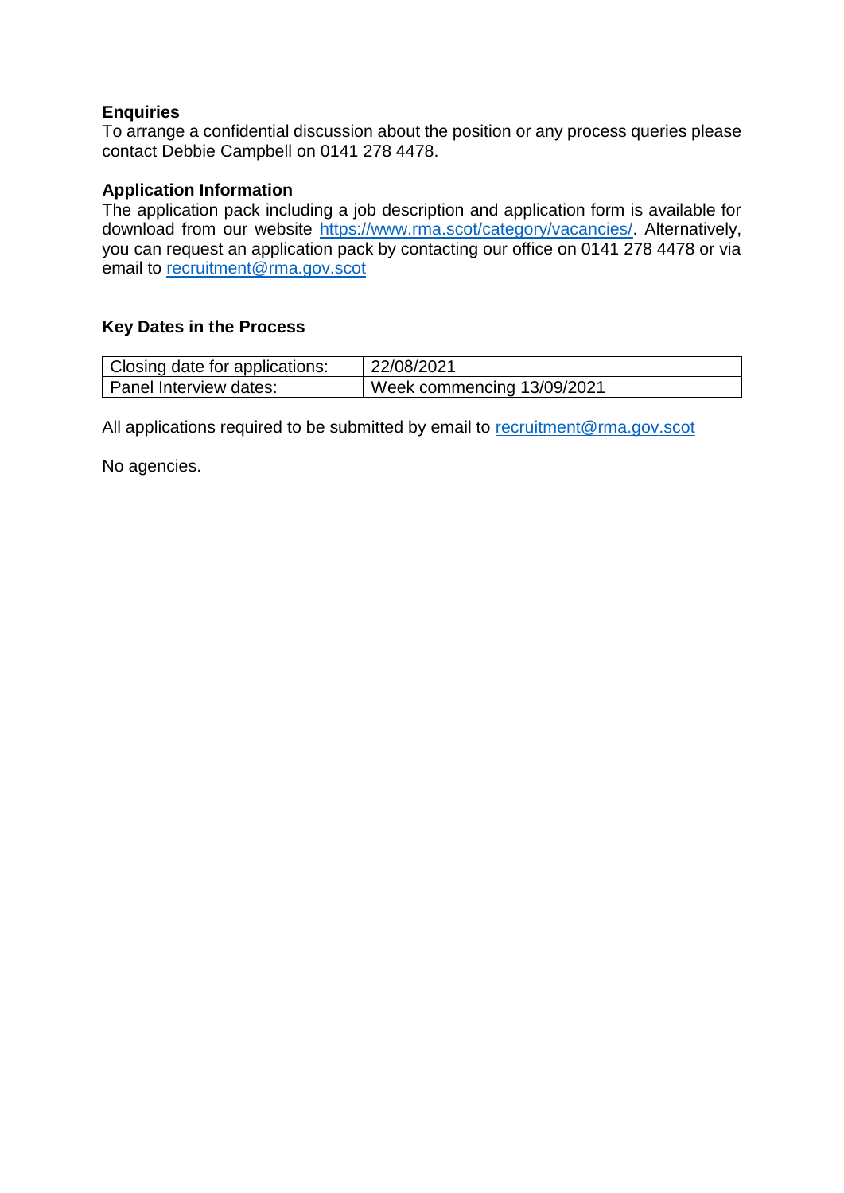**Enquiries**
To arrange a confidential discussion about the position or any process queries please contact Debbie Campbell on 0141 278 4478.

**Application Information**
The application pack including a job description and application form is available for download from our website https://www.rma.scot/category/vacancies/. Alternatively, you can request an application pack by contacting our office on 0141 278 4478 or via email to recruitment@rma.gov.scot

**Key Dates in the Process**

| | |
|---|---|
| Closing date for applications: | 22/08/2021 |
| Panel Interview dates: | Week commencing 13/09/2021 |

All applications required to be submitted by email to recruitment@rma.gov.scot

No agencies.